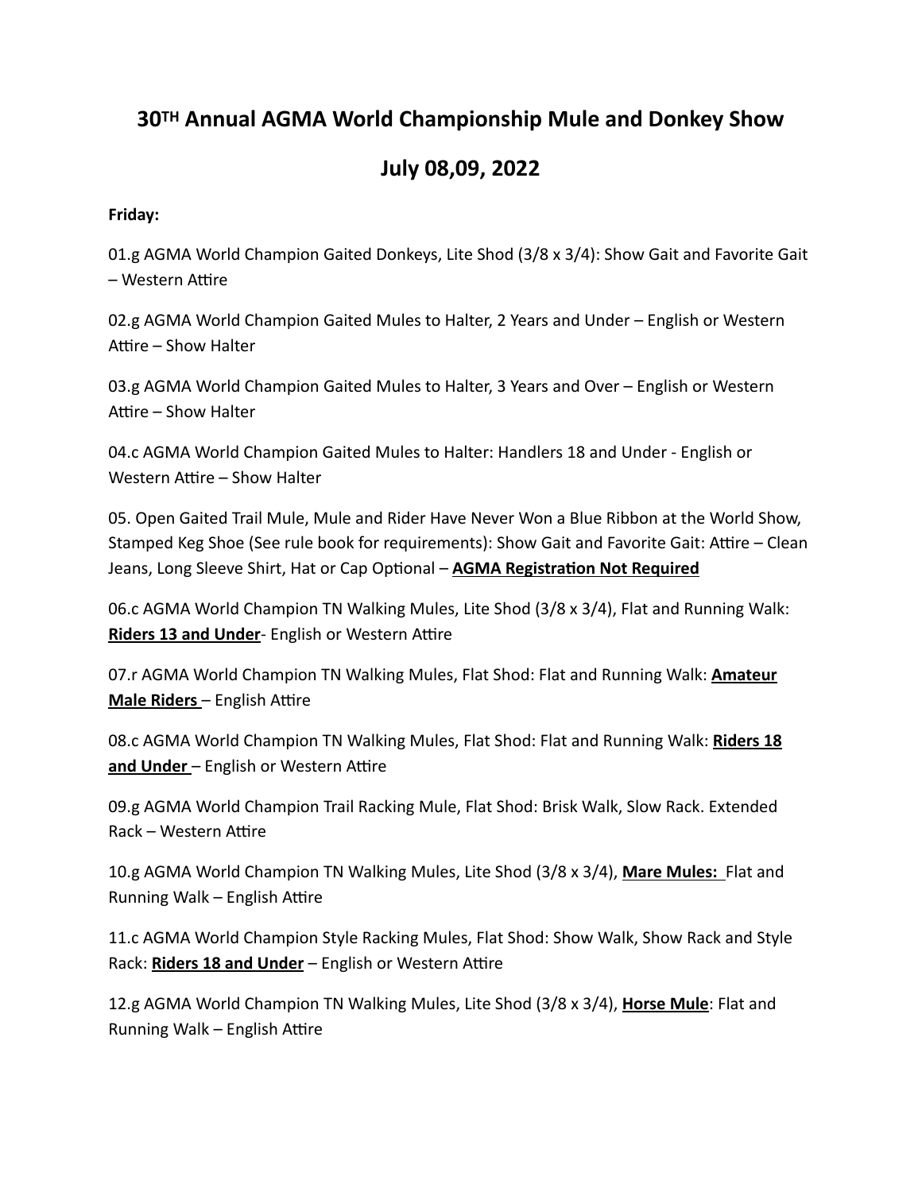# 30TH Annual AGMA World Championship Mule and Donkey Show

## July 08,09, 2022

**Friday:**

01.g AGMA World Champion Gaited Donkeys, Lite Shod (3/8 x 3/4): Show Gait and Favorite Gait – Western Attire

02.g AGMA World Champion Gaited Mules to Halter, 2 Years and Under – English or Western Attire – Show Halter

03.g AGMA World Champion Gaited Mules to Halter, 3 Years and Over – English or Western Attire – Show Halter

04.c AGMA World Champion Gaited Mules to Halter: Handlers 18 and Under - English or Western Attire – Show Halter

05. Open Gaited Trail Mule, Mule and Rider Have Never Won a Blue Ribbon at the World Show, Stamped Keg Shoe (See rule book for requirements): Show Gait and Favorite Gait: Attire – Clean Jeans, Long Sleeve Shirt, Hat or Cap Optional – **AGMA Registration Not Required**

06.c AGMA World Champion TN Walking Mules, Lite Shod (3/8 x 3/4), Flat and Running Walk: **Riders 13 and Under**- English or Western Attire

07.r AGMA World Champion TN Walking Mules, Flat Shod: Flat and Running Walk: **Amateur Male Riders** – English Attire

08.c AGMA World Champion TN Walking Mules, Flat Shod: Flat and Running Walk: **Riders 18 and Under** – English or Western Attire

09.g AGMA World Champion Trail Racking Mule, Flat Shod: Brisk Walk, Slow Rack. Extended Rack – Western Attire

10.g AGMA World Champion TN Walking Mules, Lite Shod (3/8 x 3/4), **Mare Mules:** Flat and Running Walk – English Attire

11.c AGMA World Champion Style Racking Mules, Flat Shod: Show Walk, Show Rack and Style Rack: **Riders 18 and Under** – English or Western Attire

12.g AGMA World Champion TN Walking Mules, Lite Shod (3/8 x 3/4), **Horse Mule**: Flat and Running Walk – English Attire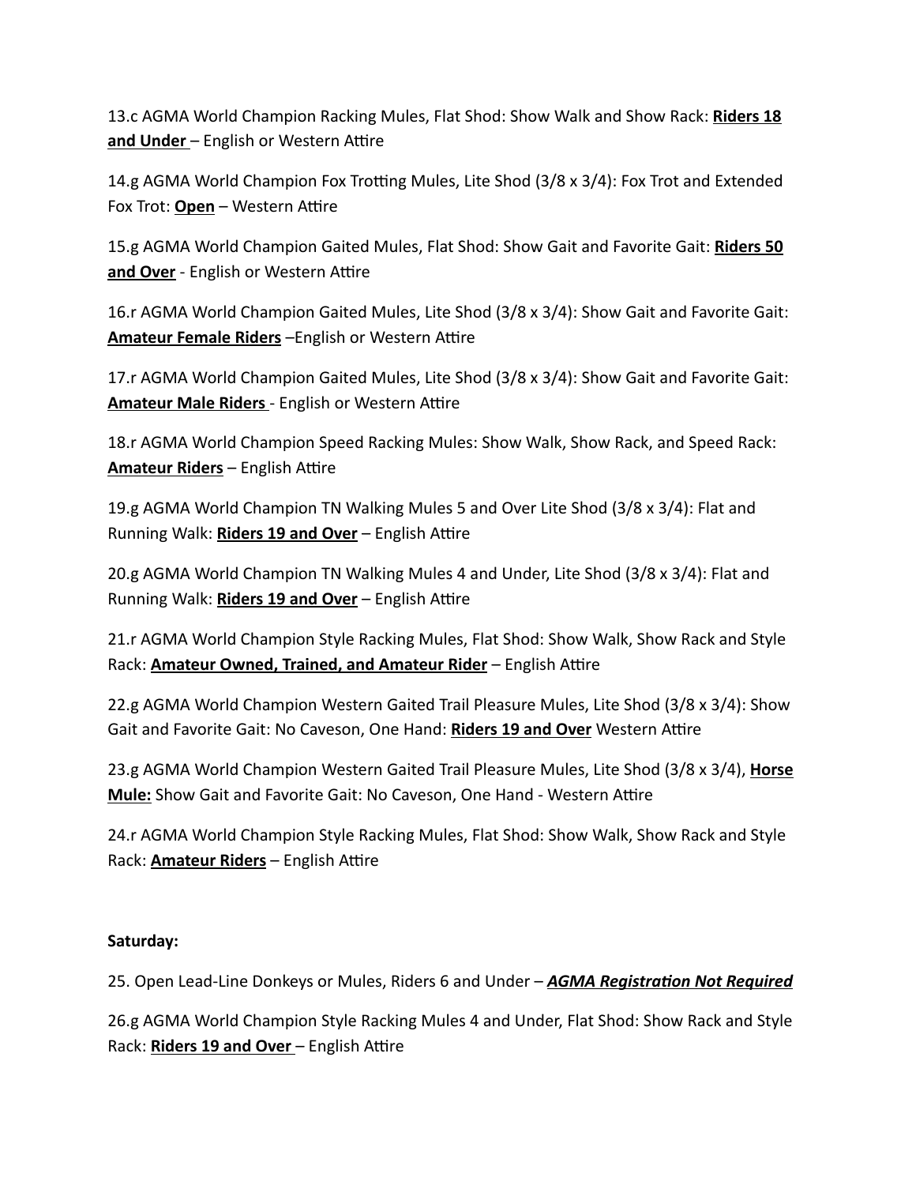13.c AGMA World Champion Racking Mules, Flat Shod: Show Walk and Show Rack: **Riders 18 and Under** – English or Western Attire

14.g AGMA World Champion Fox Trotting Mules, Lite Shod (3/8 x 3/4): Fox Trot and Extended Fox Trot: **Open** – Western Attire

15.g AGMA World Champion Gaited Mules, Flat Shod: Show Gait and Favorite Gait: **Riders 50 and Over** - English or Western Attire

16.r AGMA World Champion Gaited Mules, Lite Shod (3/8 x 3/4): Show Gait and Favorite Gait: **Amateur Female Riders** –English or Western Attire

17.r AGMA World Champion Gaited Mules, Lite Shod (3/8 x 3/4): Show Gait and Favorite Gait: **Amateur Male Riders** - English or Western Attire

18.r AGMA World Champion Speed Racking Mules: Show Walk, Show Rack, and Speed Rack: **Amateur Riders** – English Attire

19.g AGMA World Champion TN Walking Mules 5 and Over Lite Shod (3/8 x 3/4): Flat and Running Walk: **Riders 19 and Over** – English Attire

20.g AGMA World Champion TN Walking Mules 4 and Under, Lite Shod (3/8 x 3/4): Flat and Running Walk: **Riders 19 and Over** – English Attire

21.r AGMA World Champion Style Racking Mules, Flat Shod: Show Walk, Show Rack and Style Rack: **Amateur Owned, Trained, and Amateur Rider** – English Attire

22.g AGMA World Champion Western Gaited Trail Pleasure Mules, Lite Shod (3/8 x 3/4): Show Gait and Favorite Gait: No Caveson, One Hand: **Riders 19 and Over** Western Attire

23.g AGMA World Champion Western Gaited Trail Pleasure Mules, Lite Shod (3/8 x 3/4), **Horse Mule:** Show Gait and Favorite Gait: No Caveson, One Hand - Western Attire

24.r AGMA World Champion Style Racking Mules, Flat Shod: Show Walk, Show Rack and Style Rack: **Amateur Riders** – English Attire

**Saturday:**

25. Open Lead-Line Donkeys or Mules, Riders 6 and Under – ***AGMA Registration Not Required***

26.g AGMA World Champion Style Racking Mules 4 and Under, Flat Shod: Show Rack and Style Rack: **Riders 19 and Over** – English Attire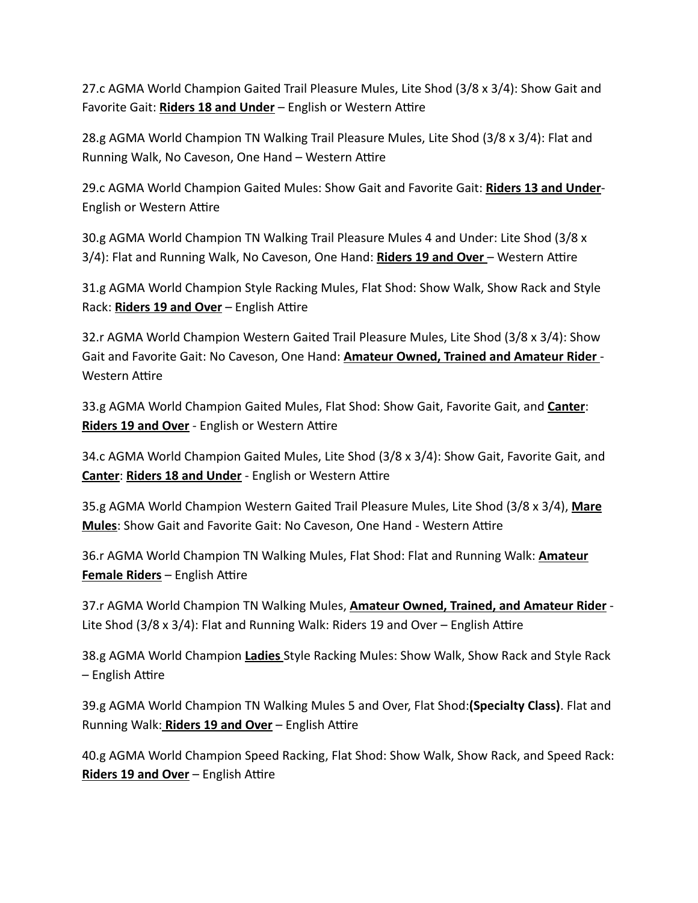27.c AGMA World Champion Gaited Trail Pleasure Mules, Lite Shod (3/8 x 3/4): Show Gait and Favorite Gait: **Riders 18 and Under** – English or Western Attire

28.g AGMA World Champion TN Walking Trail Pleasure Mules, Lite Shod (3/8 x 3/4): Flat and Running Walk, No Caveson, One Hand – Western Attire

29.c AGMA World Champion Gaited Mules: Show Gait and Favorite Gait: **Riders 13 and Under**- English or Western Attire

30.g AGMA World Champion TN Walking Trail Pleasure Mules 4 and Under: Lite Shod (3/8 x 3/4): Flat and Running Walk, No Caveson, One Hand: **Riders 19 and Over** – Western Attire

31.g AGMA World Champion Style Racking Mules, Flat Shod: Show Walk, Show Rack and Style Rack: **Riders 19 and Over** – English Attire

32.r AGMA World Champion Western Gaited Trail Pleasure Mules, Lite Shod (3/8 x 3/4): Show Gait and Favorite Gait: No Caveson, One Hand: **Amateur Owned, Trained and Amateur Rider** - Western Attire

33.g AGMA World Champion Gaited Mules, Flat Shod: Show Gait, Favorite Gait, and **Canter**: **Riders 19 and Over** - English or Western Attire

34.c AGMA World Champion Gaited Mules, Lite Shod (3/8 x 3/4): Show Gait, Favorite Gait, and **Canter**: **Riders 18 and Under** - English or Western Attire

35.g AGMA World Champion Western Gaited Trail Pleasure Mules, Lite Shod (3/8 x 3/4), **Mare Mules**: Show Gait and Favorite Gait: No Caveson, One Hand - Western Attire

36.r AGMA World Champion TN Walking Mules, Flat Shod: Flat and Running Walk: **Amateur Female Riders** – English Attire

37.r AGMA World Champion TN Walking Mules, **Amateur Owned, Trained, and Amateur Rider** - Lite Shod (3/8 x 3/4): Flat and Running Walk: Riders 19 and Over – English Attire

38.g AGMA World Champion **Ladies** Style Racking Mules: Show Walk, Show Rack and Style Rack – English Attire

39.g AGMA World Champion TN Walking Mules 5 and Over, Flat Shod:**(Specialty Class)**. Flat and Running Walk: **Riders 19 and Over** – English Attire

40.g AGMA World Champion Speed Racking, Flat Shod: Show Walk, Show Rack, and Speed Rack: **Riders 19 and Over** – English Attire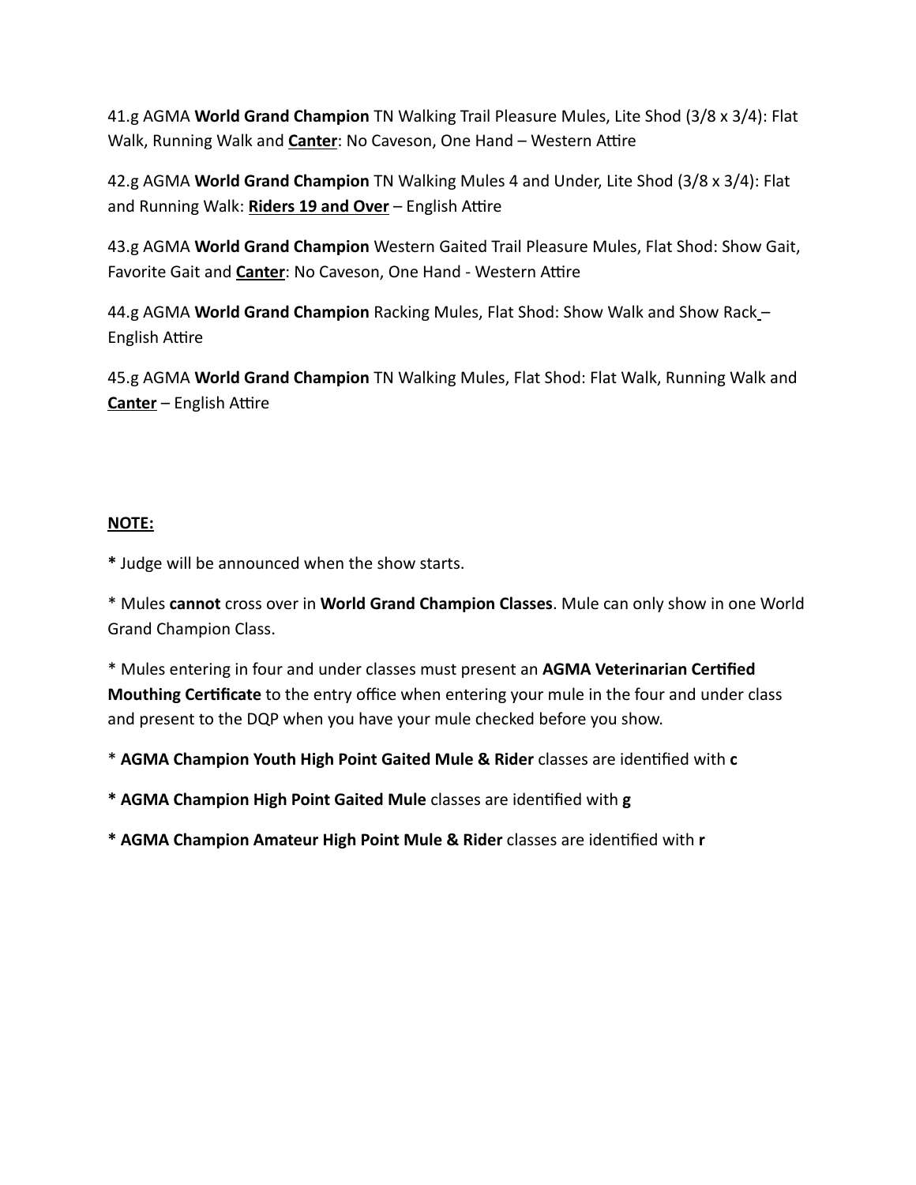41.g AGMA **World Grand Champion** TN Walking Trail Pleasure Mules, Lite Shod (3/8 x 3/4): Flat Walk, Running Walk and **Canter**: No Caveson, One Hand – Western Attire

42.g AGMA **World Grand Champion** TN Walking Mules 4 and Under, Lite Shod (3/8 x 3/4): Flat and Running Walk: **Riders 19 and Over** – English Attire

43.g AGMA **World Grand Champion** Western Gaited Trail Pleasure Mules, Flat Shod: Show Gait, Favorite Gait and **Canter**: No Caveson, One Hand - Western Attire

44.g AGMA **World Grand Champion** Racking Mules, Flat Shod: Show Walk and Show Rack – English Attire

45.g AGMA **World Grand Champion** TN Walking Mules, Flat Shod: Flat Walk, Running Walk and **Canter** – English Attire

**NOTE:**

**\*** Judge will be announced when the show starts.

\* Mules **cannot** cross over in **World Grand Champion Classes**. Mule can only show in one World Grand Champion Class.

\* Mules entering in four and under classes must present an **AGMA Veterinarian Certified Mouthing Certificate** to the entry office when entering your mule in the four and under class and present to the DQP when you have your mule checked before you show.

\* **AGMA Champion Youth High Point Gaited Mule & Rider** classes are identified with **c**

**\* AGMA Champion High Point Gaited Mule** classes are identified with **g**

**\* AGMA Champion Amateur High Point Mule & Rider** classes are identified with **r**